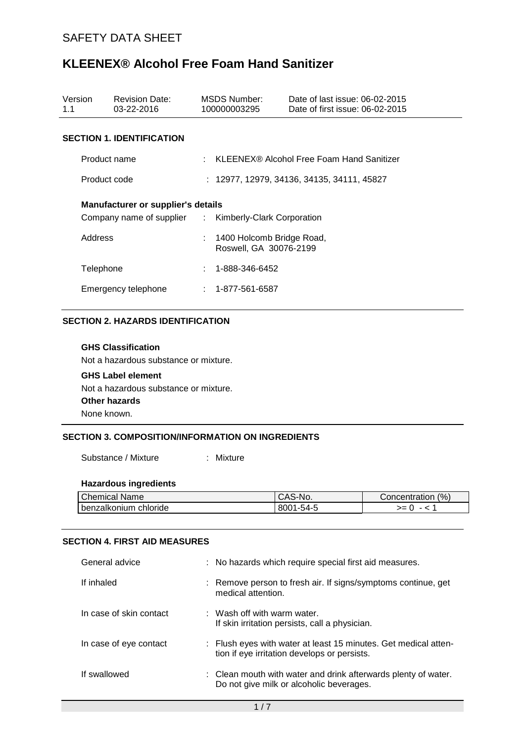SAFETY DATA SHEET

# KLEENEX® Alcohol Free Foam Hand Sanitizer

| Version | Revision Date: | MSDS Number: | Date of last issue: 06-02-2015 |
|---|---|---|---|
| 1.1 | 03-22-2016 | 100000003295 | Date of first issue: 06-02-2015 |

## SECTION 1. IDENTIFICATION

Product name : KLEENEX® Alcohol Free Foam Hand Sanitizer

Product code : 12977, 12979, 34136, 34135, 34111, 45827

**Manufacturer or supplier's details**

Company name of supplier : Kimberly-Clark Corporation

Address : 1400 Holcomb Bridge Road, Roswell, GA 30076-2199

Telephone : 1-888-346-6452

Emergency telephone : 1-877-561-6587

## SECTION 2. HAZARDS IDENTIFICATION

**GHS Classification**

Not a hazardous substance or mixture.

**GHS Label element**

Not a hazardous substance or mixture.

**Other hazards**

None known.

## SECTION 3. COMPOSITION/INFORMATION ON INGREDIENTS

Substance / Mixture : Mixture

**Hazardous ingredients**

| Chemical Name | CAS-No. | Concentration (%) |
|---|---|---|
| benzalkonium chloride | 8001-54-5 | >= 0 - < 1 |

## SECTION 4. FIRST AID MEASURES

General advice : No hazards which require special first aid measures.

If inhaled : Remove person to fresh air. If signs/symptoms continue, get medical attention.

In case of skin contact : Wash off with warm water. If skin irritation persists, call a physician.

In case of eye contact : Flush eyes with water at least 15 minutes. Get medical attention if eye irritation develops or persists.

If swallowed : Clean mouth with water and drink afterwards plenty of water. Do not give milk or alcoholic beverages.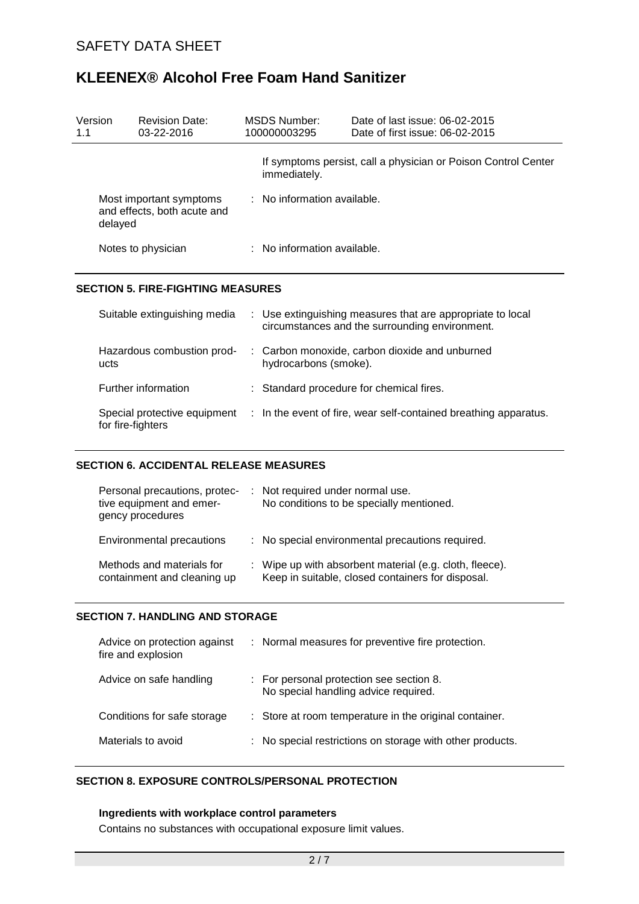| | |
|---|---|
| | If symptoms persist, call a physician or Poison Control Center immediately. |
| Most important symptoms and effects, both acute and delayed | : No information available. |
| Notes to physician | : No information available. |

## SECTION 5. FIRE-FIGHTING MEASURES

| | |
|---|---|
| Suitable extinguishing media | : Use extinguishing measures that are appropriate to local circumstances and the surrounding environment. |
| Hazardous combustion products | : Carbon monoxide, carbon dioxide and unburned hydrocarbons (smoke). |
| Further information | : Standard procedure for chemical fires. |
| Special protective equipment for fire-fighters | : In the event of fire, wear self-contained breathing apparatus. |

## SECTION 6. ACCIDENTAL RELEASE MEASURES

| | |
|---|---|
| Personal precautions, protective equipment and emergency procedures | : Not required under normal use. No conditions to be specially mentioned. |
| Environmental precautions | : No special environmental precautions required. |
| Methods and materials for containment and cleaning up | : Wipe up with absorbent material (e.g. cloth, fleece). Keep in suitable, closed containers for disposal. |

## SECTION 7. HANDLING AND STORAGE

| | |
|---|---|
| Advice on protection against fire and explosion | : Normal measures for preventive fire protection. |
| Advice on safe handling | : For personal protection see section 8. No special handling advice required. |
| Conditions for safe storage | : Store at room temperature in the original container. |
| Materials to avoid | : No special restrictions on storage with other products. |

## SECTION 8. EXPOSURE CONTROLS/PERSONAL PROTECTION

**Ingredients with workplace control parameters**

Contains no substances with occupational exposure limit values.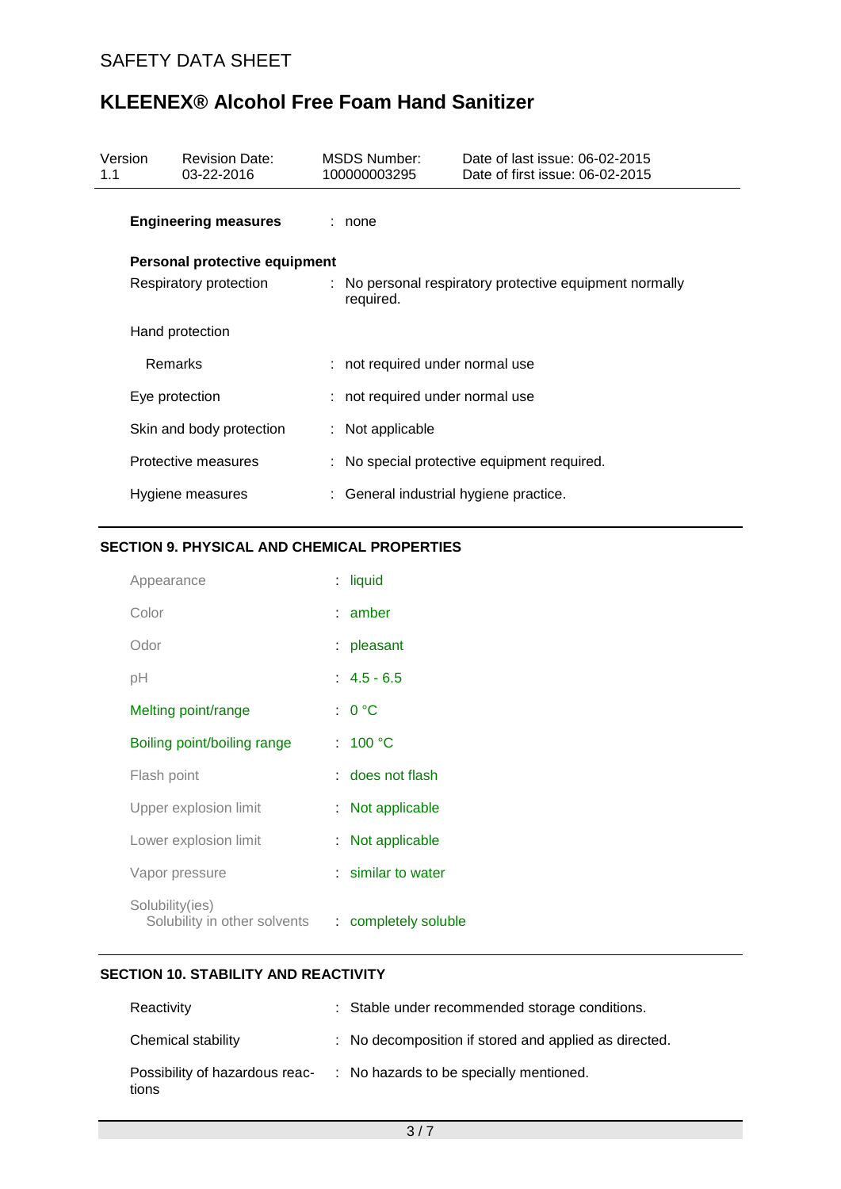| | | |
|---|---|---|
| **Engineering measures** | : | none |

**Personal protective equipment**

| | | |
|---|---|---|
| Respiratory protection | : | No personal respiratory protective equipment normally required. |
| Hand protection | | |
| Remarks | : | not required under normal use |
| Eye protection | : | not required under normal use |
| Skin and body protection | : | Not applicable |
| Protective measures | : | No special protective equipment required. |
| Hygiene measures | : | General industrial hygiene practice. |

## SECTION 9. PHYSICAL AND CHEMICAL PROPERTIES

| | | |
|---|---|---|
| Appearance | : | liquid |
| Color | : | amber |
| Odor | : | pleasant |
| pH | : | 4.5 - 6.5 |
| Melting point/range | : | 0 °C |
| Boiling point/boiling range | : | 100 °C |
| Flash point | : | does not flash |
| Upper explosion limit | : | Not applicable |
| Lower explosion limit | : | Not applicable |
| Vapor pressure | : | similar to water |
| Solubility(ies) | | |
| Solubility in other solvents | : | completely soluble |

## SECTION 10. STABILITY AND REACTIVITY

| | | |
|---|---|---|
| Reactivity | : | Stable under recommended storage conditions. |
| Chemical stability | : | No decomposition if stored and applied as directed. |
| Possibility of hazardous reactions | : | No hazards to be specially mentioned. |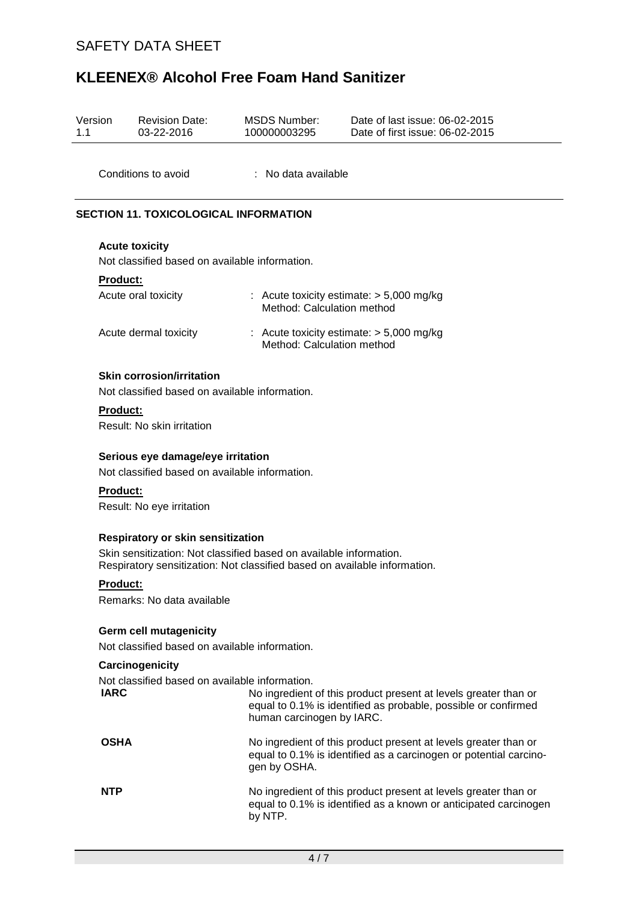Conditions to avoid : No data available

## SECTION 11. TOXICOLOGICAL INFORMATION

### Acute toxicity

Not classified based on available information.

**Product:**

| | |
|---|---|
| Acute oral toxicity | : Acute toxicity estimate: > 5,000 mg/kg<br>Method: Calculation method |
| Acute dermal toxicity | : Acute toxicity estimate: > 5,000 mg/kg<br>Method: Calculation method |

### Skin corrosion/irritation

Not classified based on available information.

**Product:**

Result: No skin irritation

### Serious eye damage/eye irritation

Not classified based on available information.

**Product:**

Result: No eye irritation

### Respiratory or skin sensitization

Skin sensitization: Not classified based on available information.
Respiratory sensitization: Not classified based on available information.

**Product:**

Remarks: No data available

### Germ cell mutagenicity

Not classified based on available information.

### Carcinogenicity

Not classified based on available information.

| | |
|---|---|
| **IARC** | No ingredient of this product present at levels greater than or equal to 0.1% is identified as probable, possible or confirmed human carcinogen by IARC. |
| **OSHA** | No ingredient of this product present at levels greater than or equal to 0.1% is identified as a carcinogen or potential carcinogen by OSHA. |
| **NTP** | No ingredient of this product present at levels greater than or equal to 0.1% is identified as a known or anticipated carcinogen by NTP. |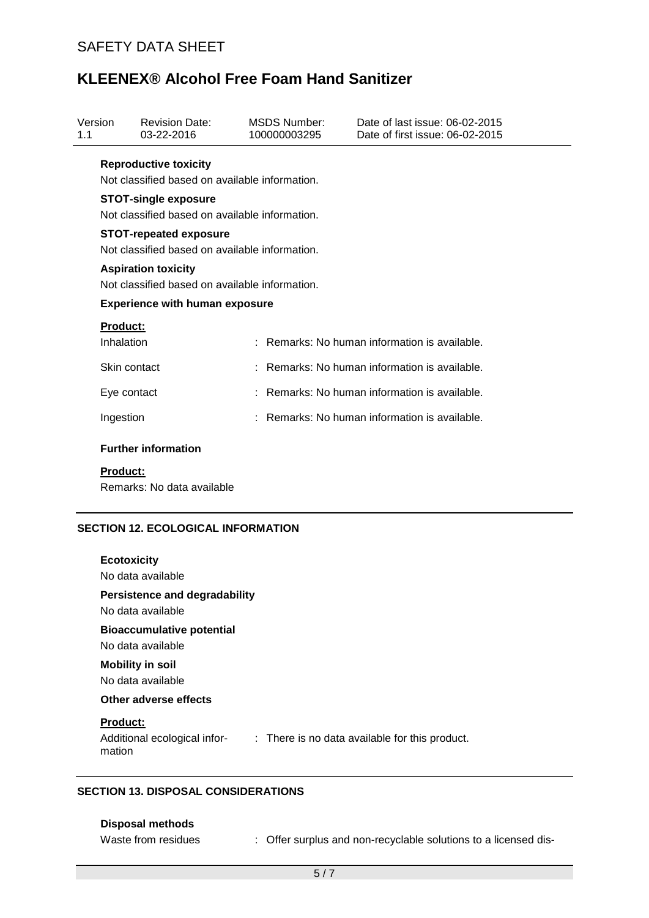**Reproductive toxicity**

Not classified based on available information.

**STOT-single exposure**

Not classified based on available information.

**STOT-repeated exposure**

Not classified based on available information.

**Aspiration toxicity**

Not classified based on available information.

**Experience with human exposure**

**Product:**

| | |
|---|---|
| Inhalation | : Remarks: No human information is available. |
| Skin contact | : Remarks: No human information is available. |
| Eye contact | : Remarks: No human information is available. |
| Ingestion | : Remarks: No human information is available. |

**Further information**

**Product:**

Remarks: No data available

## SECTION 12. ECOLOGICAL INFORMATION

**Ecotoxicity**

No data available

**Persistence and degradability**

No data available

**Bioaccumulative potential**

No data available

**Mobility in soil**

No data available

**Other adverse effects**

**Product:**

| | |
|---|---|
| Additional ecological information | : There is no data available for this product. |

## SECTION 13. DISPOSAL CONSIDERATIONS

**Disposal methods**

| | |
|---|---|
| Waste from residues | : Offer surplus and non-recyclable solutions to a licensed dis- |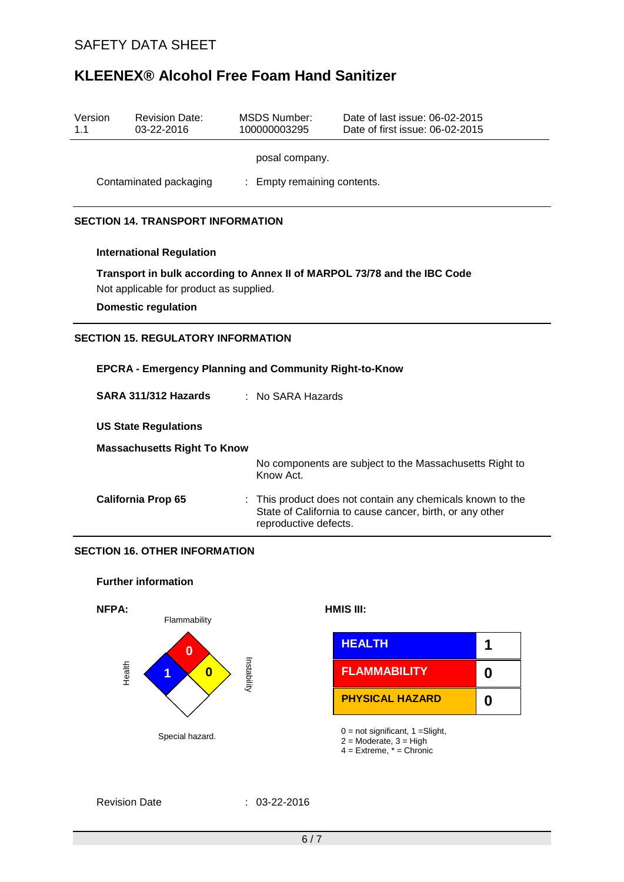posal company.

Contaminated packaging : Empty remaining contents.

## SECTION 14. TRANSPORT INFORMATION

**International Regulation**

**Transport in bulk according to Annex II of MARPOL 73/78 and the IBC Code**

Not applicable for product as supplied.

**Domestic regulation**

## SECTION 15. REGULATORY INFORMATION

**EPCRA - Emergency Planning and Community Right-to-Know**

**SARA 311/312 Hazards** : No SARA Hazards

**US State Regulations**

**Massachusetts Right To Know**

No components are subject to the Massachusetts Right to Know Act.

**California Prop 65** : This product does not contain any chemicals known to the State of California to cause cancer, birth, or any other reproductive defects.

## SECTION 16. OTHER INFORMATION

**Further information**

**NFPA:**

Flammability: 0

Health: 1

Instability: 0

Special hazard.

**HMIS III:**

| HEALTH | 1 |
|---|---|
| FLAMMABILITY | 0 |
| PHYSICAL HAZARD | 0 |

0 = not significant, 1 =Slight,
2 = Moderate, 3 = High
4 = Extreme, * = Chronic

Revision Date : 03-22-2016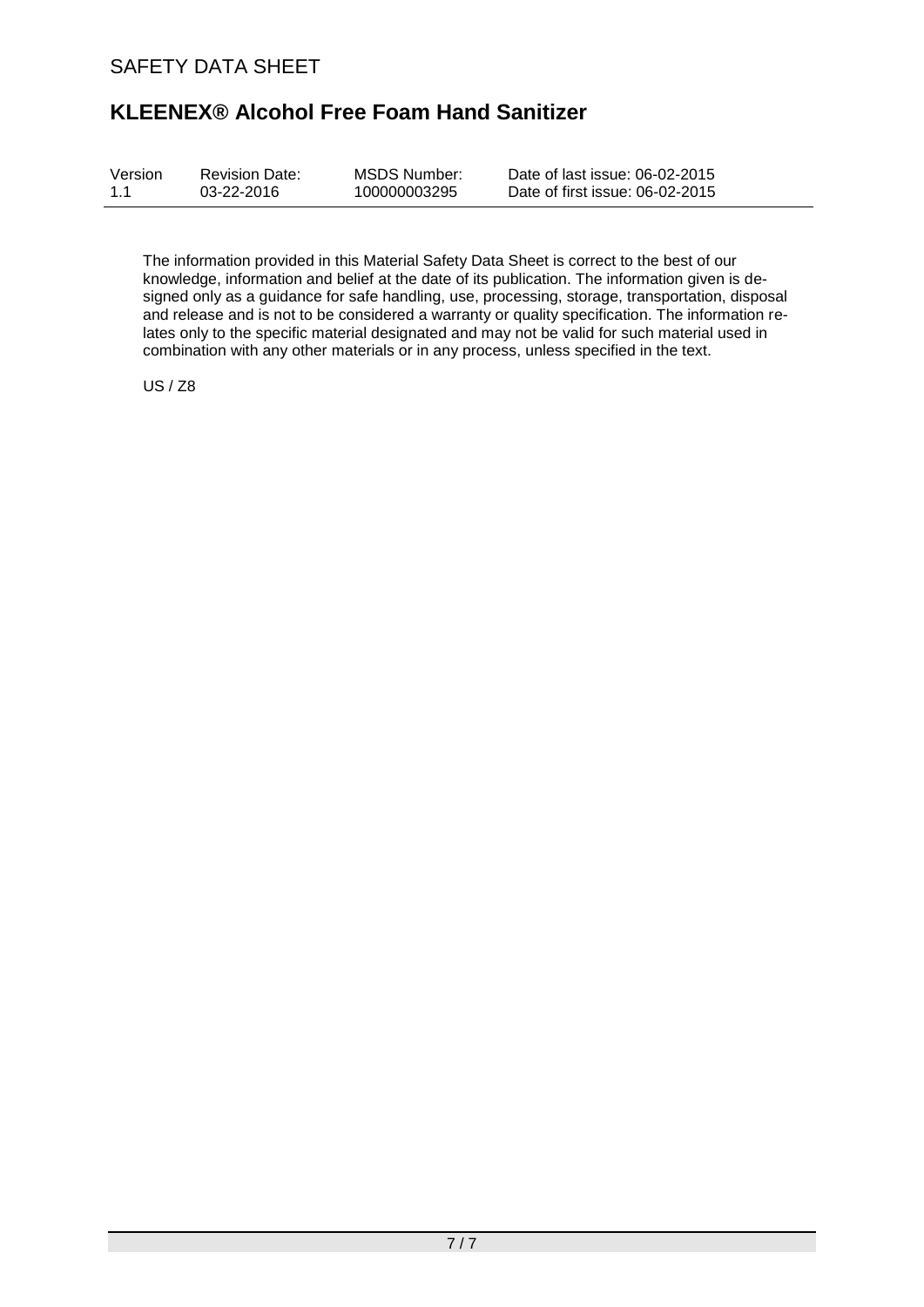The information provided in this Material Safety Data Sheet is correct to the best of our knowledge, information and belief at the date of its publication. The information given is designed only as a guidance for safe handling, use, processing, storage, transportation, disposal and release and is not to be considered a warranty or quality specification. The information relates only to the specific material designated and may not be valid for such material used in combination with any other materials or in any process, unless specified in the text.

US / Z8